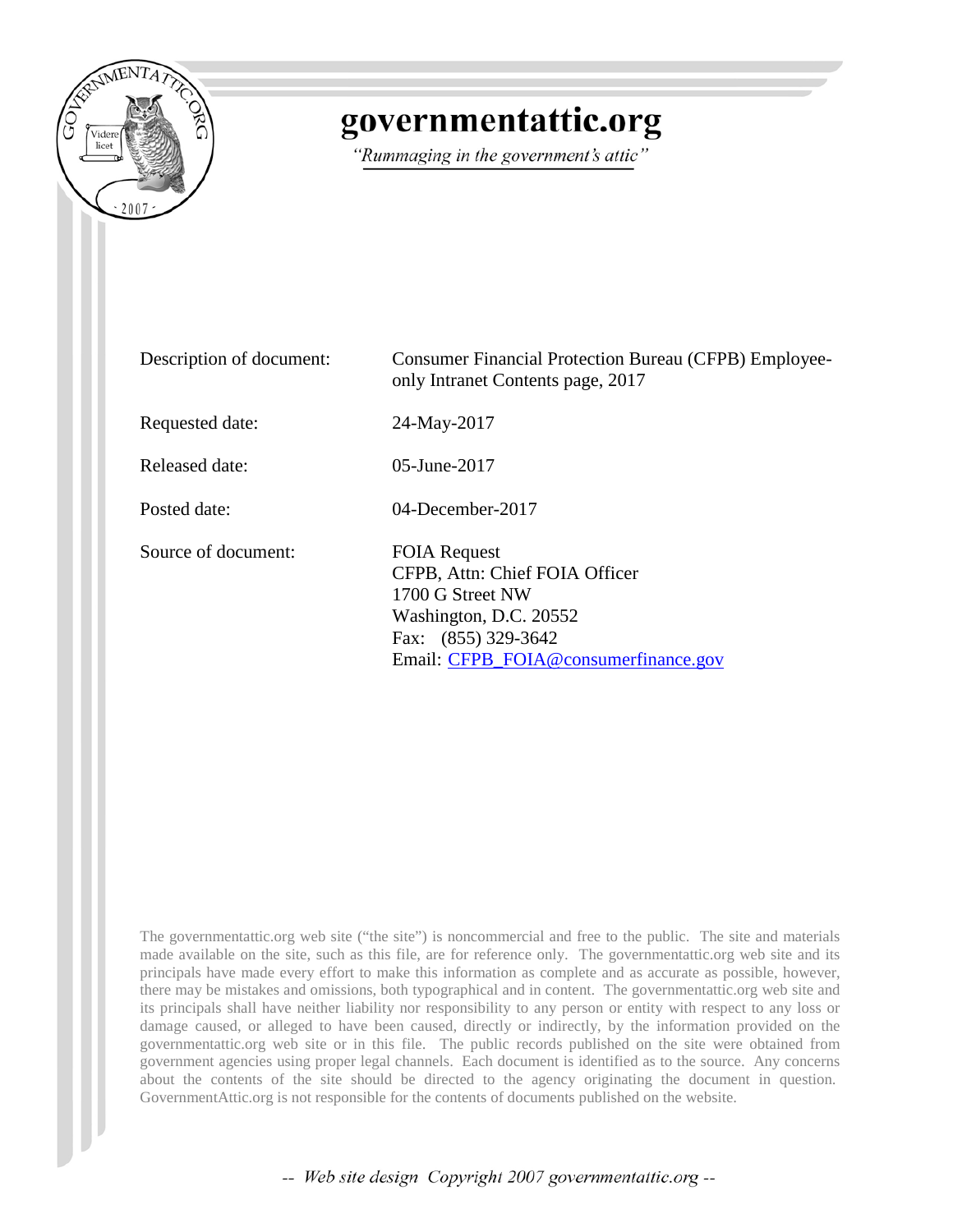# governmentattic.org

*"Rummaging in the government's attic"*

| | |
|---|---|
| Description of document: | Consumer Financial Protection Bureau (CFPB) Employee-only Intranet Contents page, 2017 |
| Requested date: | 24-May-2017 |
| Released date: | 05-June-2017 |
| Posted date: | 04-December-2017 |
| Source of document: | FOIA Request<br>CFPB, Attn: Chief FOIA Officer<br>1700 G Street NW<br>Washington, D.C. 20552<br>Fax: (855) 329-3642<br>Email: CFPB_FOIA@consumerfinance.gov |

The governmentattic.org web site ("the site") is noncommercial and free to the public. The site and materials made available on the site, such as this file, are for reference only. The governmentattic.org web site and its principals have made every effort to make this information as complete and as accurate as possible, however, there may be mistakes and omissions, both typographical and in content. The governmentattic.org web site and its principals shall have neither liability nor responsibility to any person or entity with respect to any loss or damage caused, or alleged to have been caused, directly or indirectly, by the information provided on the governmentattic.org web site or in this file. The public records published on the site were obtained from government agencies using proper legal channels. Each document is identified as to the source. Any concerns about the contents of the site should be directed to the agency originating the document in question. GovernmentAttic.org is not responsible for the contents of documents published on the website.

-- Web site design Copyright 2007 governmentattic.org --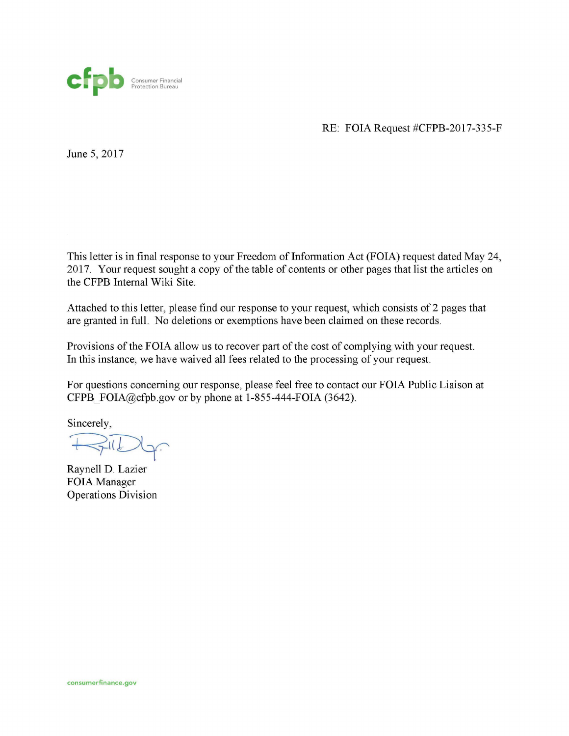cfpb Consumer Financial Protection Bureau

RE: FOIA Request #CFPB-2017-335-F

June 5, 2017

This letter is in final response to your Freedom of Information Act (FOIA) request dated May 24, 2017. Your request sought a copy of the table of contents or other pages that list the articles on the CFPB Internal Wiki Site.

Attached to this letter, please find our response to your request, which consists of 2 pages that are granted in full. No deletions or exemptions have been claimed on these records.

Provisions of the FOIA allow us to recover part of the cost of complying with your request. In this instance, we have waived all fees related to the processing of your request.

For questions concerning our response, please feel free to contact our FOIA Public Liaison at CFPB_FOIA@cfpb.gov or by phone at 1-855-444-FOIA (3642).

Sincerely,

Raynell D. Lazier
FOIA Manager
Operations Division

consumerfinance.gov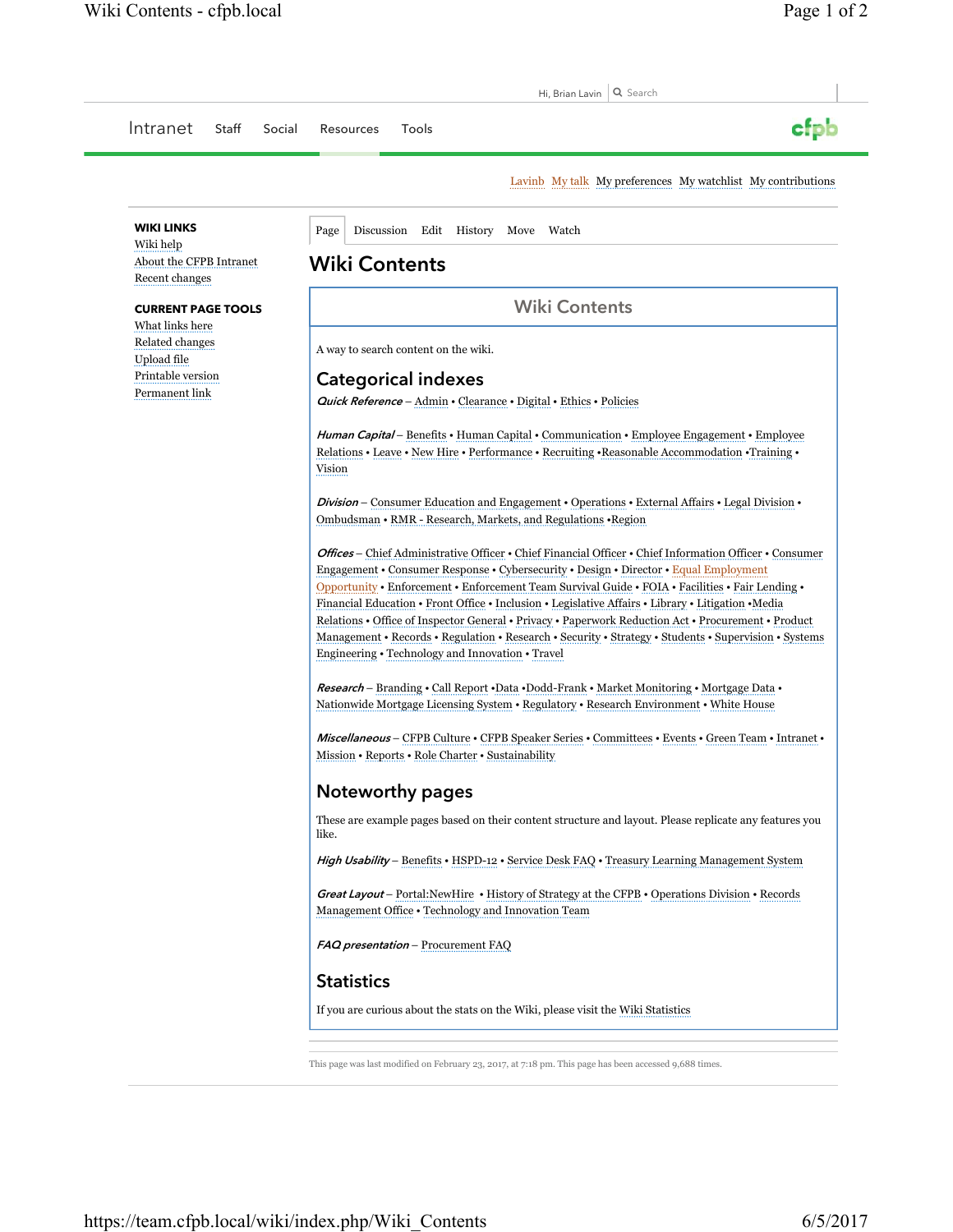Hi, Brian Lavin | Search

Intranet Staff Social Resources Tools

Lavinb My talk My preferences My watchlist My contributions

**WIKI LINKS**

- Wiki help
- About the CFPB Intranet
- Recent changes

**CURRENT PAGE TOOLS**

- What links here
- Related changes
- Upload file
- Printable version
- Permanent link

Page Discussion Edit History Move Watch

# Wiki Contents

## Wiki Contents

A way to search content on the wiki.

## Categorical indexes

***Quick Reference*** – Admin • Clearance • Digital • Ethics • Policies

***Human Capital*** – Benefits • Human Capital • Communication • Employee Engagement • Employee Relations • Leave • New Hire • Performance • Recruiting •Reasonable Accommodation •Training • Vision

***Division*** – Consumer Education and Engagement • Operations • External Affairs • Legal Division • Ombudsman • RMR - Research, Markets, and Regulations •Region

***Offices*** – Chief Administrative Officer • Chief Financial Officer • Chief Information Officer • Consumer Engagement • Consumer Response • Cybersecurity • Design • Director • Equal Employment Opportunity • Enforcement • Enforcement Team Survival Guide • FOIA • Facilities • Fair Lending • Financial Education • Front Office • Inclusion • Legislative Affairs • Library • Litigation •Media Relations • Office of Inspector General • Privacy • Paperwork Reduction Act • Procurement • Product Management • Records • Regulation • Research • Security • Strategy • Students • Supervision • Systems Engineering • Technology and Innovation • Travel

***Research*** – Branding • Call Report •Data •Dodd-Frank • Market Monitoring • Mortgage Data • Nationwide Mortgage Licensing System • Regulatory • Research Environment • White House

***Miscellaneous*** – CFPB Culture • CFPB Speaker Series • Committees • Events • Green Team • Intranet • Mission • Reports • Role Charter • Sustainability

## Noteworthy pages

These are example pages based on their content structure and layout. Please replicate any features you like.

***High Usability*** – Benefits • HSPD-12 • Service Desk FAQ • Treasury Learning Management System

***Great Layout*** – Portal:NewHire • History of Strategy at the CFPB • Operations Division • Records Management Office • Technology and Innovation Team

***FAQ presentation*** – Procurement FAQ

## Statistics

If you are curious about the stats on the Wiki, please visit the Wiki Statistics

This page was last modified on February 23, 2017, at 7:18 pm. This page has been accessed 9,688 times.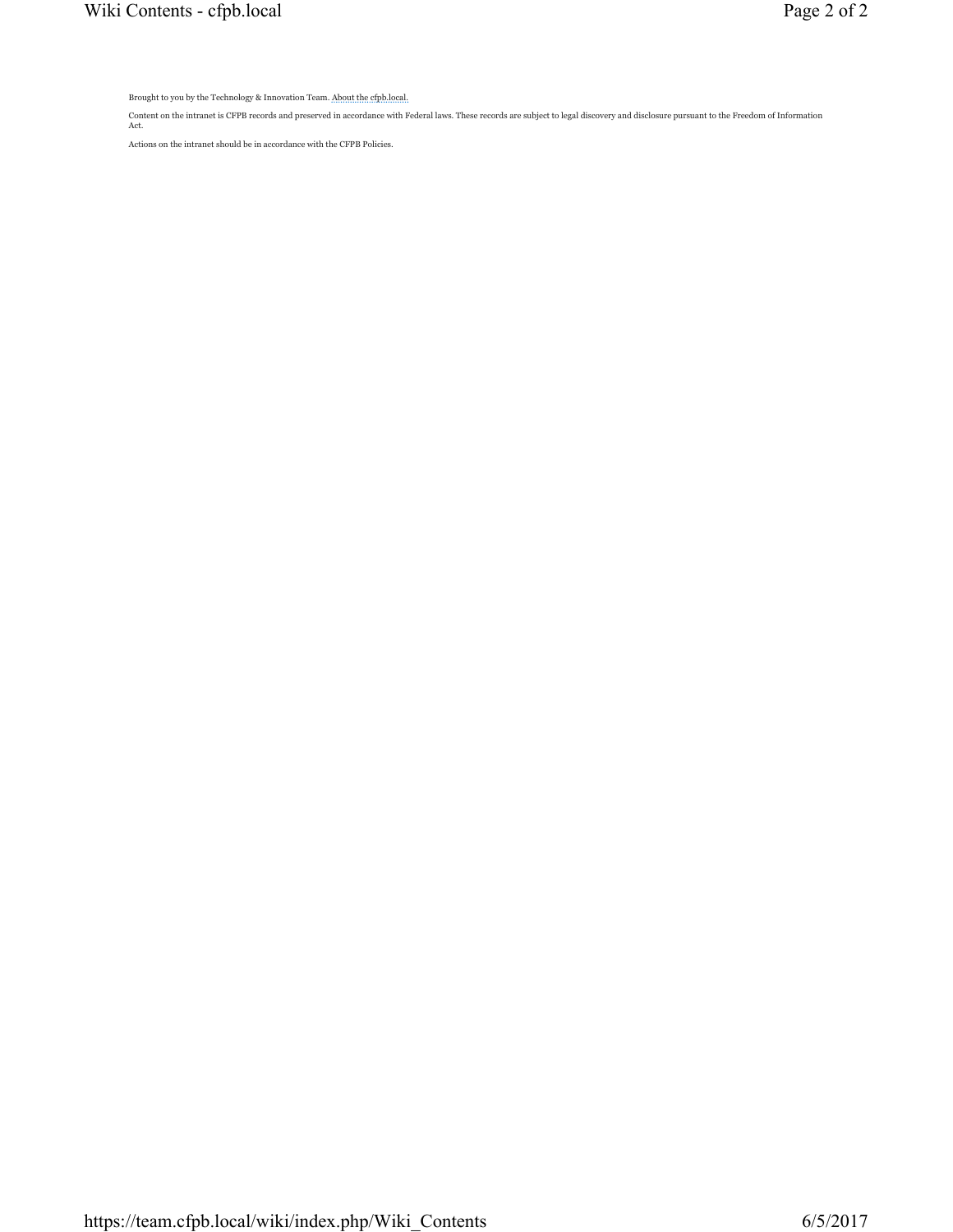Brought to you by the Technology & Innovation Team. About the cfpb.local.

Content on the intranet is CFPB records and preserved in accordance with Federal laws. These records are subject to legal discovery and disclosure pursuant to the Freedom of Information Act.

Actions on the intranet should be in accordance with the CFPB Policies.